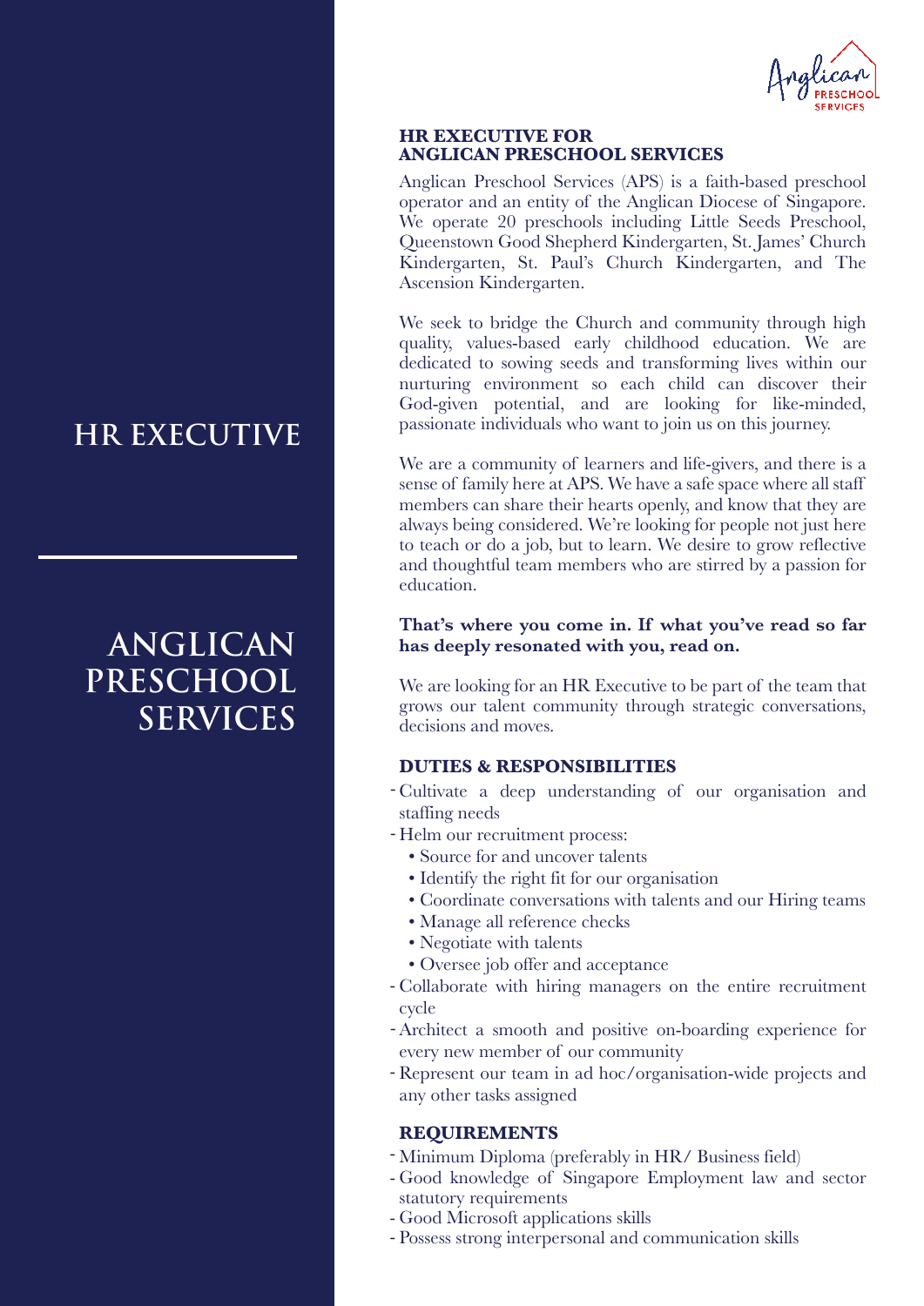# HR EXECUTIVE

# ANGLICAN PRESCHOOL SERVICES

**HR EXECUTIVE FOR ANGLICAN PRESCHOOL SERVICES**

Anglican Preschool Services (APS) is a faith-based preschool operator and an entity of the Anglican Diocese of Singapore. We operate 20 preschools including Little Seeds Preschool, Queenstown Good Shepherd Kindergarten, St. James' Church Kindergarten, St. Paul's Church Kindergarten, and The Ascension Kindergarten.

We seek to bridge the Church and community through high quality, values-based early childhood education. We are dedicated to sowing seeds and transforming lives within our nurturing environment so each child can discover their God-given potential, and are looking for like-minded, passionate individuals who want to join us on this journey.

We are a community of learners and life-givers, and there is a sense of family here at APS. We have a safe space where all staff members can share their hearts openly, and know that they are always being considered. We're looking for people not just here to teach or do a job, but to learn. We desire to grow reflective and thoughtful team members who are stirred by a passion for education.

**That's where you come in. If what you've read so far has deeply resonated with you, read on.**

We are looking for an HR Executive to be part of the team that grows our talent community through strategic conversations, decisions and moves.

**DUTIES & RESPONSIBILITIES**

- Cultivate a deep understanding of our organisation and staffing needs
- Helm our recruitment process:
  - Source for and uncover talents
  - Identify the right fit for our organisation
  - Coordinate conversations with talents and our Hiring teams
  - Manage all reference checks
  - Negotiate with talents
  - Oversee job offer and acceptance
- Collaborate with hiring managers on the entire recruitment cycle
- Architect a smooth and positive on-boarding experience for every new member of our community
- Represent our team in ad hoc/organisation-wide projects and any other tasks assigned

**REQUIREMENTS**

- Minimum Diploma (preferably in HR/ Business field)
- Good knowledge of Singapore Employment law and sector statutory requirements
- Good Microsoft applications skills
- Possess strong interpersonal and communication skills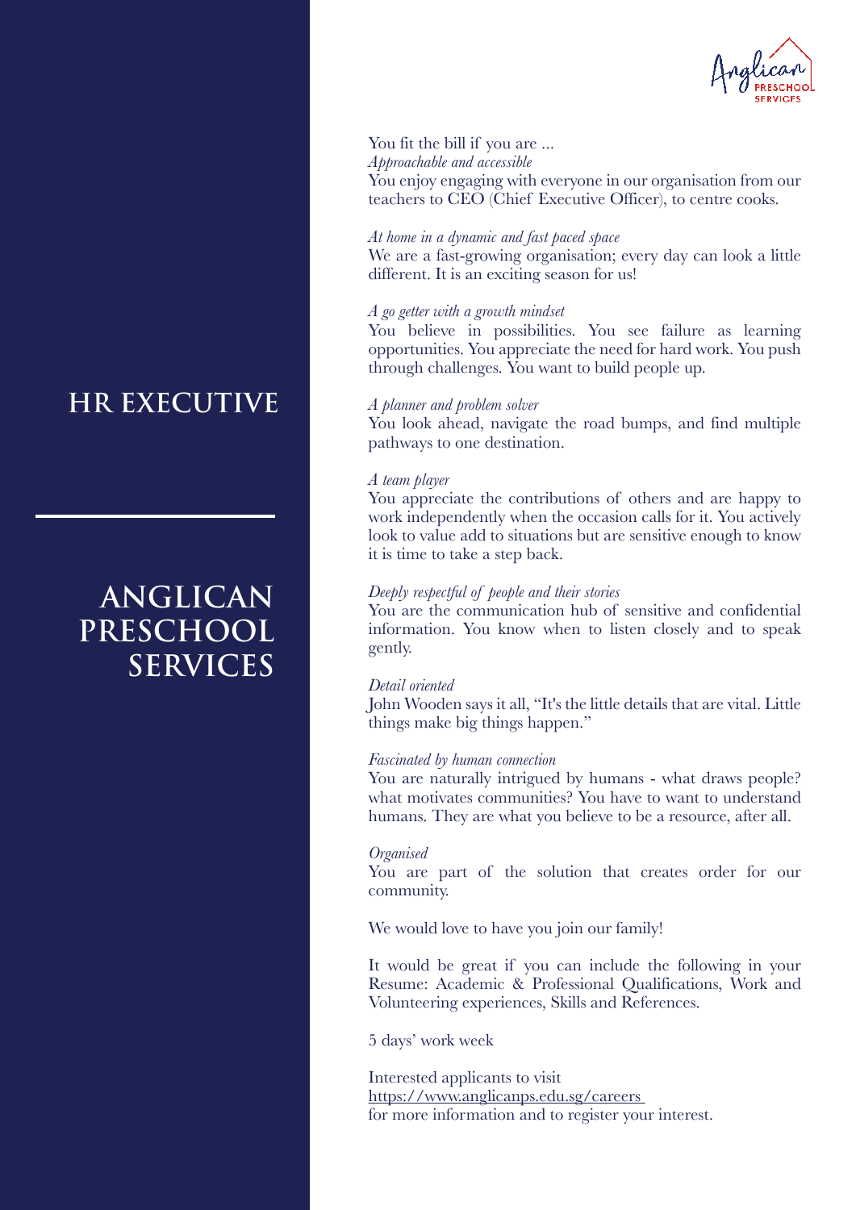# HR EXECUTIVE

## ANGLICAN PRESCHOOL SERVICES

You fit the bill if you are ...

*Approachable and accessible*

You enjoy engaging with everyone in our organisation from our teachers to CEO (Chief Executive Officer), to centre cooks.

*At home in a dynamic and fast paced space*

We are a fast-growing organisation; every day can look a little different. It is an exciting season for us!

*A go getter with a growth mindset*

You believe in possibilities. You see failure as learning opportunities. You appreciate the need for hard work. You push through challenges. You want to build people up.

*A planner and problem solver*

You look ahead, navigate the road bumps, and find multiple pathways to one destination.

*A team player*

You appreciate the contributions of others and are happy to work independently when the occasion calls for it. You actively look to value add to situations but are sensitive enough to know it is time to take a step back.

*Deeply respectful of people and their stories*

You are the communication hub of sensitive and confidential information. You know when to listen closely and to speak gently.

*Detail oriented*

John Wooden says it all, "It's the little details that are vital. Little things make big things happen."

*Fascinated by human connection*

You are naturally intrigued by humans - what draws people? what motivates communities? You have to want to understand humans. They are what you believe to be a resource, after all.

*Organised*

You are part of the solution that creates order for our community.

We would love to have you join our family!

It would be great if you can include the following in your Resume: Academic & Professional Qualifications, Work and Volunteering experiences, Skills and References.

5 days' work week

Interested applicants to visit
https://www.anglicanps.edu.sg/careers
for more information and to register your interest.